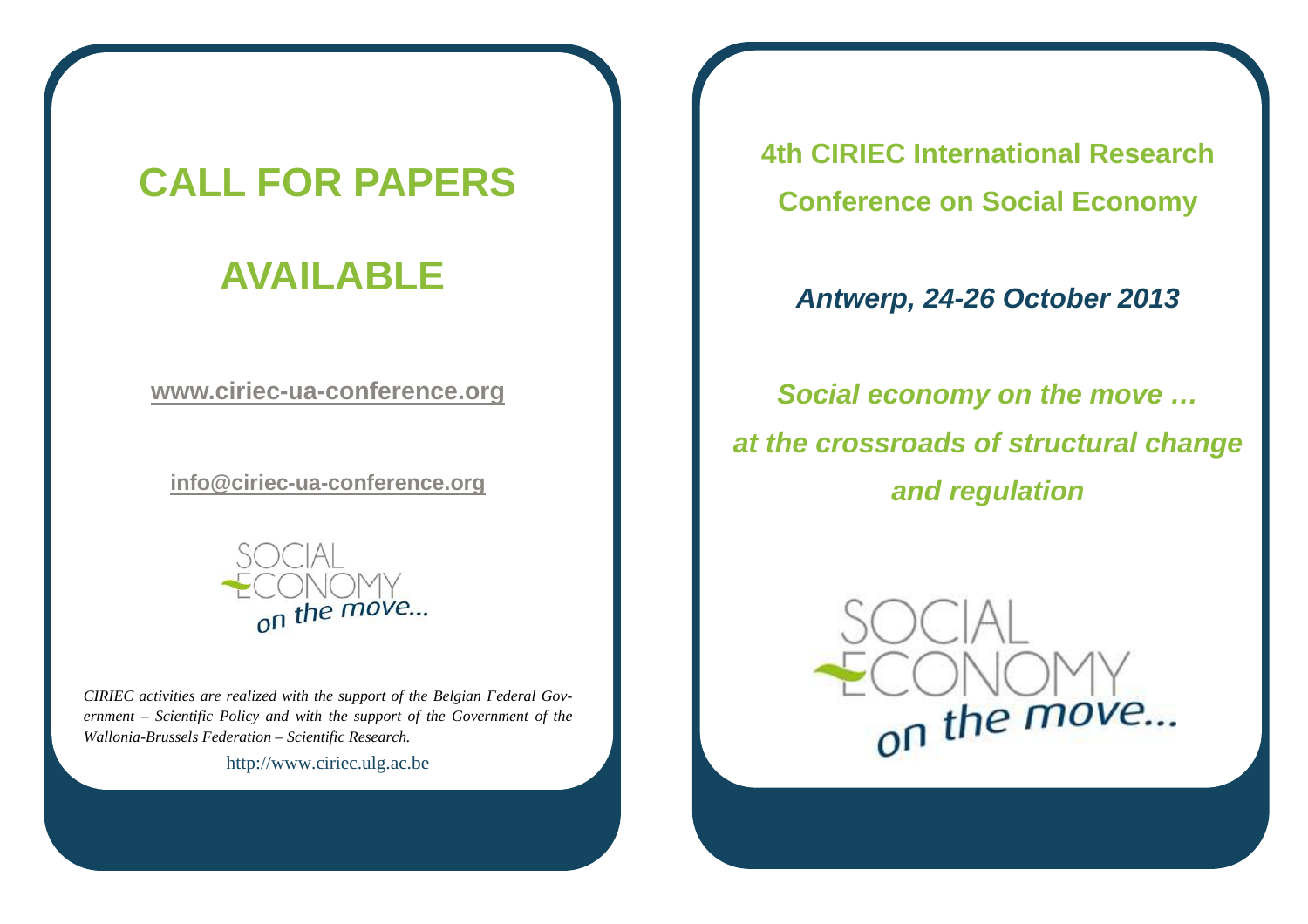# CALL FOR PAPERS

# AVAILABLE

**www.ciriec-ua-conference.org**

**info@ciriec-ua-conference.org**

SOCIAL ECONOMY *on the move...*

*CIRIEC activities are realized with the support of the Belgian Federal Government – Scientific Policy and with the support of the Government of the Wallonia-Brussels Federation – Scientific Research.*

http://www.ciriec.ulg.ac.be

## 4th CIRIEC International Research Conference on Social Economy

***Antwerp, 24-26 October 2013***

***Social economy on the move … at the crossroads of structural change and regulation***

SOCIAL ECONOMY *on the move...*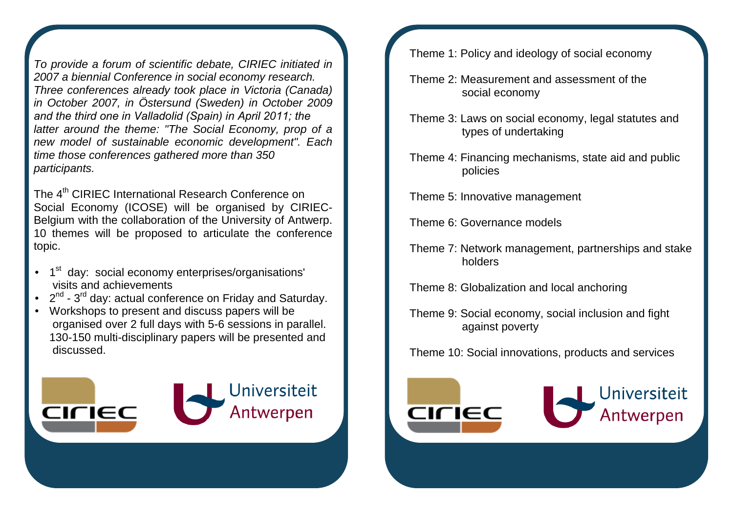*To provide a forum of scientific debate, CIRIEC initiated in 2007 a biennial Conference in social economy research. Three conferences already took place in Victoria (Canada) in October 2007, in Östersund (Sweden) in October 2009 and the third one in Valladolid (Spain) in April 2011; the latter around the theme: "The Social Economy, prop of a new model of sustainable economic development". Each time those conferences gathered more than 350 participants.*

The 4th CIRIEC International Research Conference on Social Economy (ICOSE) will be organised by CIRIEC-Belgium with the collaboration of the University of Antwerp. 10 themes will be proposed to articulate the conference topic.

- 1st day: social economy enterprises/organisations' visits and achievements
- 2nd - 3rd day: actual conference on Friday and Saturday.
- Workshops to present and discuss papers will be organised over 2 full days with 5-6 sessions in parallel. 130-150 multi-disciplinary papers will be presented and discussed.

CIRIEC

Universiteit Antwerpen

Theme 1: Policy and ideology of social economy

Theme 2: Measurement and assessment of the social economy

Theme 3: Laws on social economy, legal statutes and types of undertaking

Theme 4: Financing mechanisms, state aid and public policies

Theme 5: Innovative management

Theme 6: Governance models

Theme 7: Network management, partnerships and stake holders

Theme 8: Globalization and local anchoring

Theme 9: Social economy, social inclusion and fight against poverty

Theme 10: Social innovations, products and services

CIRIEC

Universiteit Antwerpen